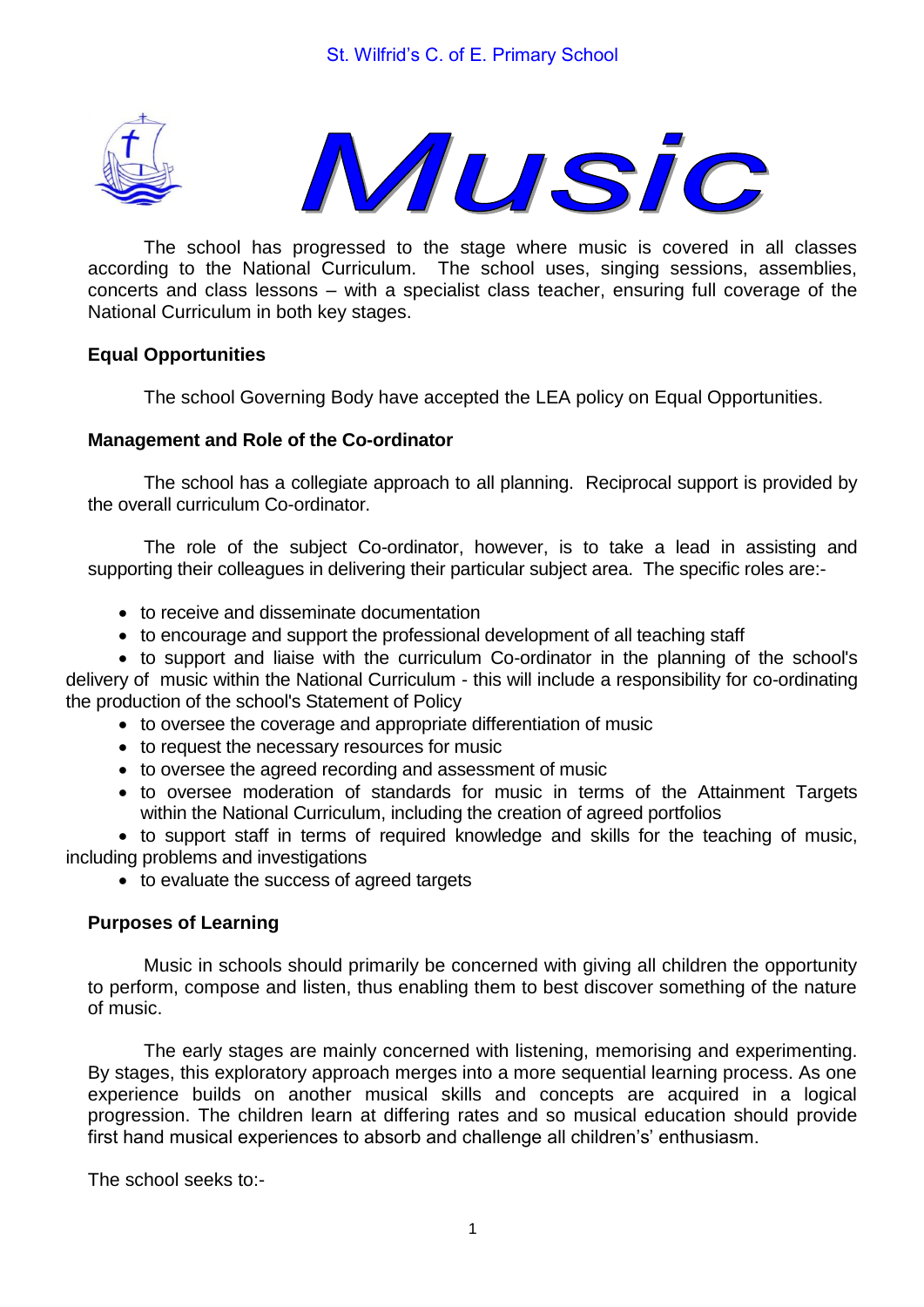St. Wilfrid's C. of E. Primary School

# Music

The school has progressed to the stage where music is covered in all classes according to the National Curriculum. The school uses, singing sessions, assemblies, concerts and class lessons – with a specialist class teacher, ensuring full coverage of the National Curriculum in both key stages.

## Equal Opportunities

The school Governing Body have accepted the LEA policy on Equal Opportunities.

## Management and Role of the Co-ordinator

The school has a collegiate approach to all planning. Reciprocal support is provided by the overall curriculum Co-ordinator.

The role of the subject Co-ordinator, however, is to take a lead in assisting and supporting their colleagues in delivering their particular subject area. The specific roles are:-

- to receive and disseminate documentation
- to encourage and support the professional development of all teaching staff
- to support and liaise with the curriculum Co-ordinator in the planning of the school's delivery of music within the National Curriculum - this will include a responsibility for co-ordinating the production of the school's Statement of Policy
- to oversee the coverage and appropriate differentiation of music
- to request the necessary resources for music
- to oversee the agreed recording and assessment of music
- to oversee moderation of standards for music in terms of the Attainment Targets within the National Curriculum, including the creation of agreed portfolios
- to support staff in terms of required knowledge and skills for the teaching of music, including problems and investigations
- to evaluate the success of agreed targets

## Purposes of Learning

Music in schools should primarily be concerned with giving all children the opportunity to perform, compose and listen, thus enabling them to best discover something of the nature of music.

The early stages are mainly concerned with listening, memorising and experimenting. By stages, this exploratory approach merges into a more sequential learning process. As one experience builds on another musical skills and concepts are acquired in a logical progression. The children learn at differing rates and so musical education should provide first hand musical experiences to absorb and challenge all children's' enthusiasm.

The school seeks to:-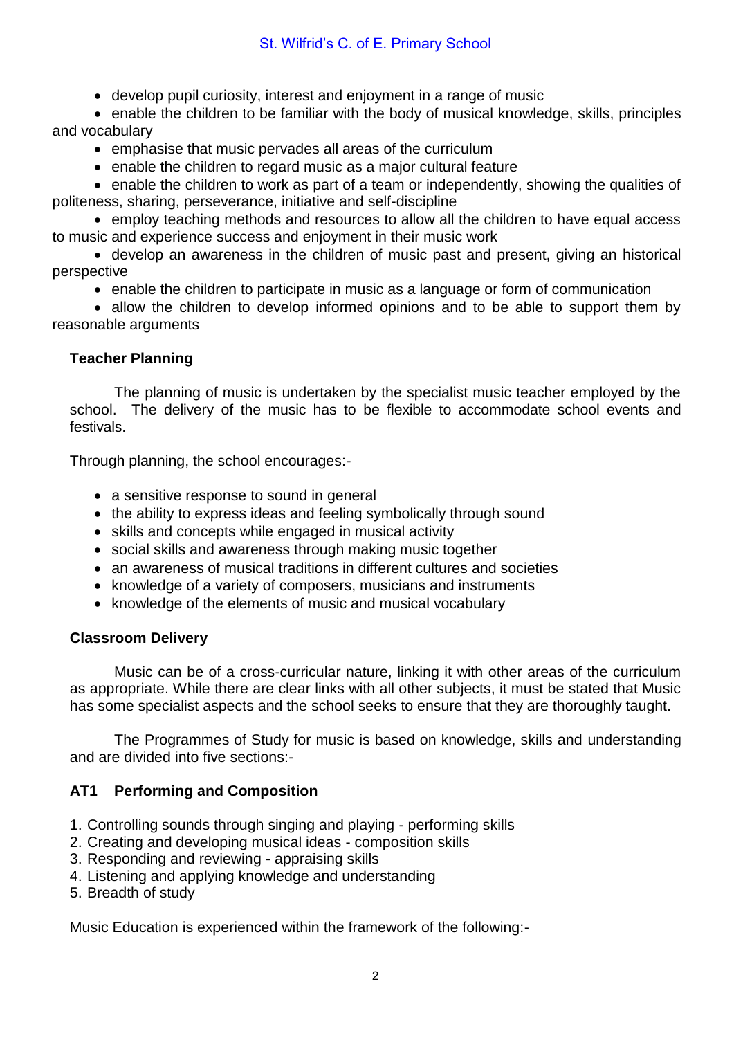- develop pupil curiosity, interest and enjoyment in a range of music
- enable the children to be familiar with the body of musical knowledge, skills, principles and vocabulary
- emphasise that music pervades all areas of the curriculum
- enable the children to regard music as a major cultural feature
- enable the children to work as part of a team or independently, showing the qualities of politeness, sharing, perseverance, initiative and self-discipline
- employ teaching methods and resources to allow all the children to have equal access to music and experience success and enjoyment in their music work
- develop an awareness in the children of music past and present, giving an historical perspective
- enable the children to participate in music as a language or form of communication
- allow the children to develop informed opinions and to be able to support them by reasonable arguments

**Teacher Planning**

The planning of music is undertaken by the specialist music teacher employed by the school. The delivery of the music has to flexible to accommodate school events and festivals.

Through planning, the school encourages:-

- a sensitive response to sound in general
- the ability to express ideas and feeling symbolically through sound
- skills and concepts while engaged in musical activity
- social skills and awareness through making music together
- an awareness of musical traditions in different cultures and societies
- knowledge of a variety of composers, musicians and instruments
- knowledge of the elements of music and musical vocabulary

**Classroom Delivery**

Music can be of a cross-curricular nature, linking it with other areas of the curriculum as appropriate. While there are clear links with all other subjects, it must be stated that Music has some specialist aspects and the school seeks to ensure that they are thoroughly taught.

The Programmes of Study for music is based on knowledge, skills and understanding and are divided into five sections:-

**AT1 Performing and Composition**

1. Controlling sounds through singing and playing - performing skills
2. Creating and developing musical ideas - composition skills
3. Responding and reviewing - appraising skills
4. Listening and applying knowledge and understanding
5. Breadth of study

Music Education is experienced within the framework of the following:-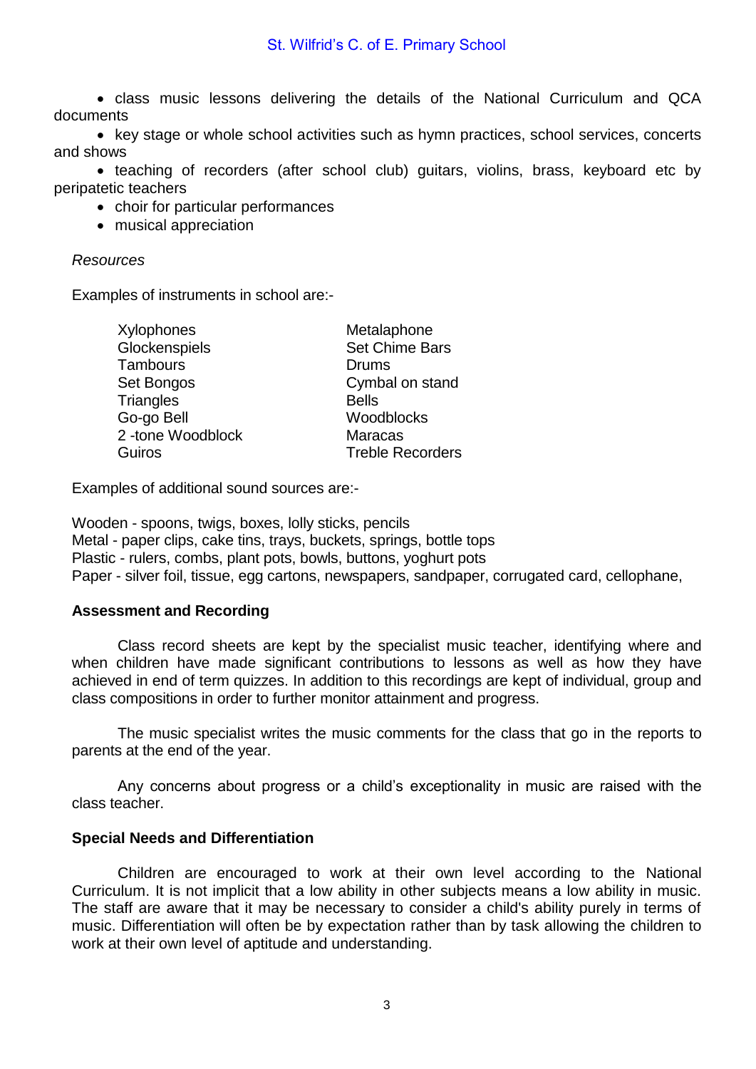- class music lessons delivering the details of the National Curriculum and QCA documents
- key stage or whole school activities such as hymn practices, school services, concerts and shows
- teaching of recorders (after school club) guitars, violins, brass, keyboard etc by peripatetic teachers
- choir for particular performances
- musical appreciation

*Resources*

Examples of instruments in school are:-

| | |
|---|---|
| Xylophones | Metalaphone |
| Glockenspiels | Set Chime Bars |
| Tambours | Drums |
| Set Bongos | Cymbal on stand |
| Triangles | Bells |
| Go-go Bell | Woodblocks |
| 2 -tone Woodblock | Maracas |
| Guiros | Treble Recorders |

Examples of additional sound sources are:-

Wooden - spoons, twigs, boxes, lolly sticks, pencils
Metal - paper clips, cake tins, trays, buckets, springs, bottle tops
Plastic - rulers, combs, plant pots, bowls, buttons, yoghurt pots
Paper - silver foil, tissue, egg cartons, newspapers, sandpaper, corrugated card, cellophane,

**Assessment and Recording**

Class record sheets are kept by the specialist music teacher, identifying where and when children have made significant contributions to lessons as well as how they have achieved in end of term quizzes. In addition to this recordings are kept of individual, group and class compositions in order to further monitor attainment and progress.

The music specialist writes the music comments for the class that go in the reports to parents at the end of the year.

Any concerns about progress or a child's exceptionality in music are raised with the class teacher.

**Special Needs and Differentiation**

Children are encouraged to work at their own level according to the National Curriculum. It is not implicit that a low ability in other subjects means a low ability in music. The staff are aware that it may be necessary to consider a child's ability purely in terms of music. Differentiation will often be by expectation rather than by task allowing the children to work at their own level of aptitude and understanding.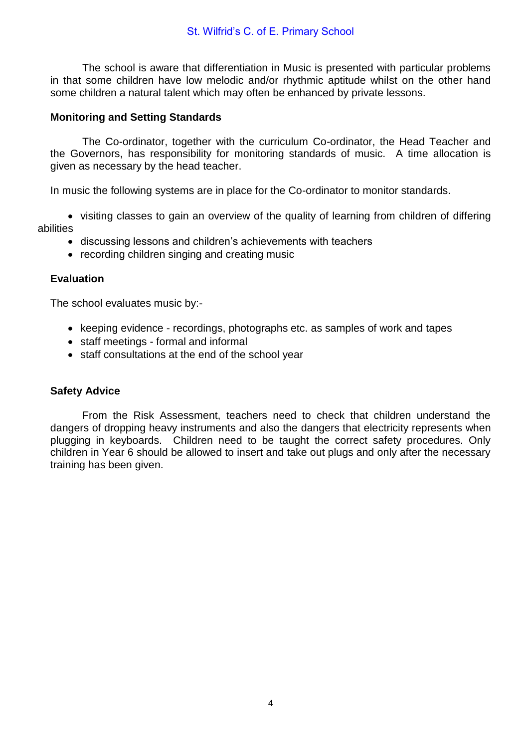The school is aware that differentiation in Music is presented with particular problems in that some children have low melodic and/or rhythmic aptitude whilst on the other hand some children a natural talent which may often be enhanced by private lessons.

**Monitoring and Setting Standards**

The Co-ordinator, together with the curriculum Co-ordinator, the Head Teacher and the Governors, has responsibility for monitoring standards of music. A time allocation is given as necessary by the head teacher.

In music the following systems are in place for the Co-ordinator to monitor standards.

- visiting classes to gain an overview of the quality of learning from children of differing abilities
- discussing lessons and children's achievements with teachers
- recording children singing and creating music

**Evaluation**

The school evaluates music by:-

- keeping evidence - recordings, photographs etc. as samples of work and tapes
- staff meetings - formal and informal
- staff consultations at the end of the school year

**Safety Advice**

From the Risk Assessment, teachers need to check that children understand the dangers of dropping heavy instruments and also the dangers that electricity represents when plugging in keyboards. Children need to be taught the correct safety procedures. Only children in Year 6 should be allowed to insert and take out plugs and only after the necessary training has been given.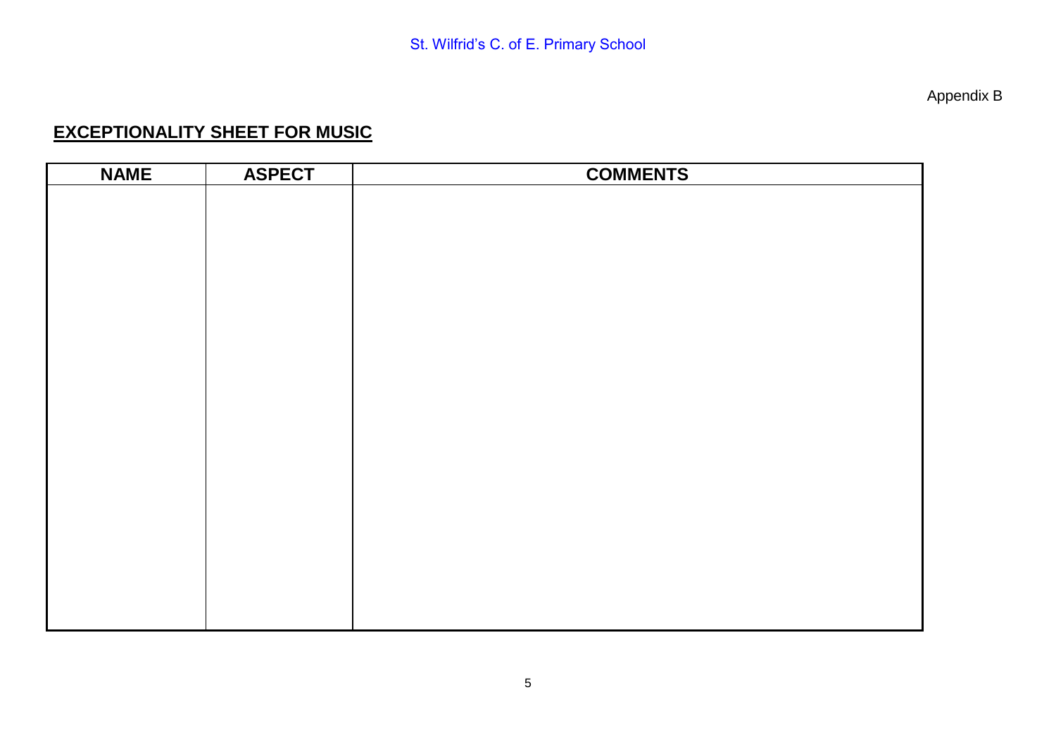St. Wilfrid's C. of E. Primary School

Appendix B

## EXCEPTIONALITY SHEET FOR MUSIC

| NAME | ASPECT | COMMENTS |
|---|---|---|
| | | |